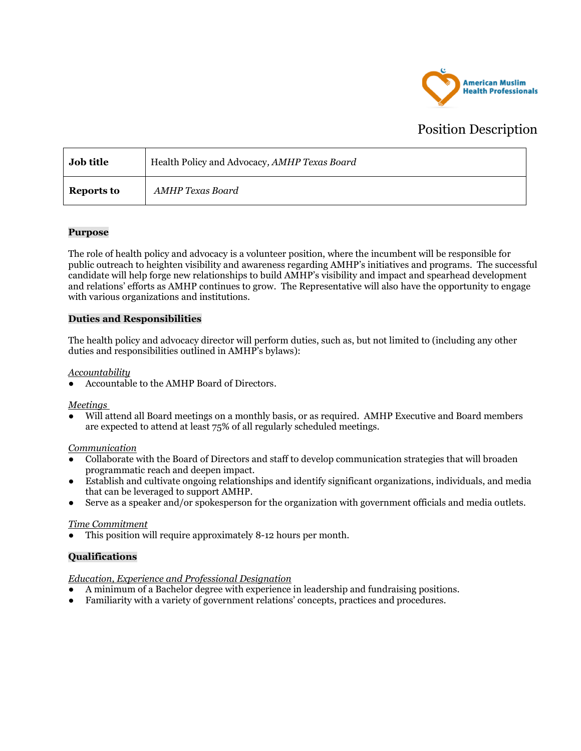American Muslim Health Professionals

# Position Description

| **Job title** | Health Policy and Advocacy*, AMHP Texas Board* |
|---|---|
| **Reports to** | *AMHP Texas Board* |

## Purpose

The role of health policy and advocacy is a volunteer position, where the incumbent will be responsible for public outreach to heighten visibility and awareness regarding AMHP's initiatives and programs. The successful candidate will help forge new relationships to build AMHP's visibility and impact and spearhead development and relations' efforts as AMHP continues to grow. The Representative will also have the opportunity to engage with various organizations and institutions.

## Duties and Responsibilities

The health policy and advocacy director will perform duties, such as, but not limited to (including any other duties and responsibilities outlined in AMHP's bylaws):

*Accountability*

- Accountable to the AMHP Board of Directors.

*Meetings*

- Will attend all Board meetings on a monthly basis, or as required. AMHP Executive and Board members are expected to attend at least 75% of all regularly scheduled meetings.

*Communication*

- Collaborate with the Board of Directors and staff to develop communication strategies that will broaden programmatic reach and deepen impact.
- Establish and cultivate ongoing relationships and identify significant organizations, individuals, and media that can be leveraged to support AMHP.
- Serve as a speaker and/or spokesperson for the organization with government officials and media outlets.

*Time Commitment*

- This position will require approximately 8-12 hours per month.

## Qualifications

*Education, Experience and Professional Designation*

- A minimum of a Bachelor degree with experience in leadership and fundraising positions.
- Familiarity with a variety of government relations' concepts, practices and procedures.